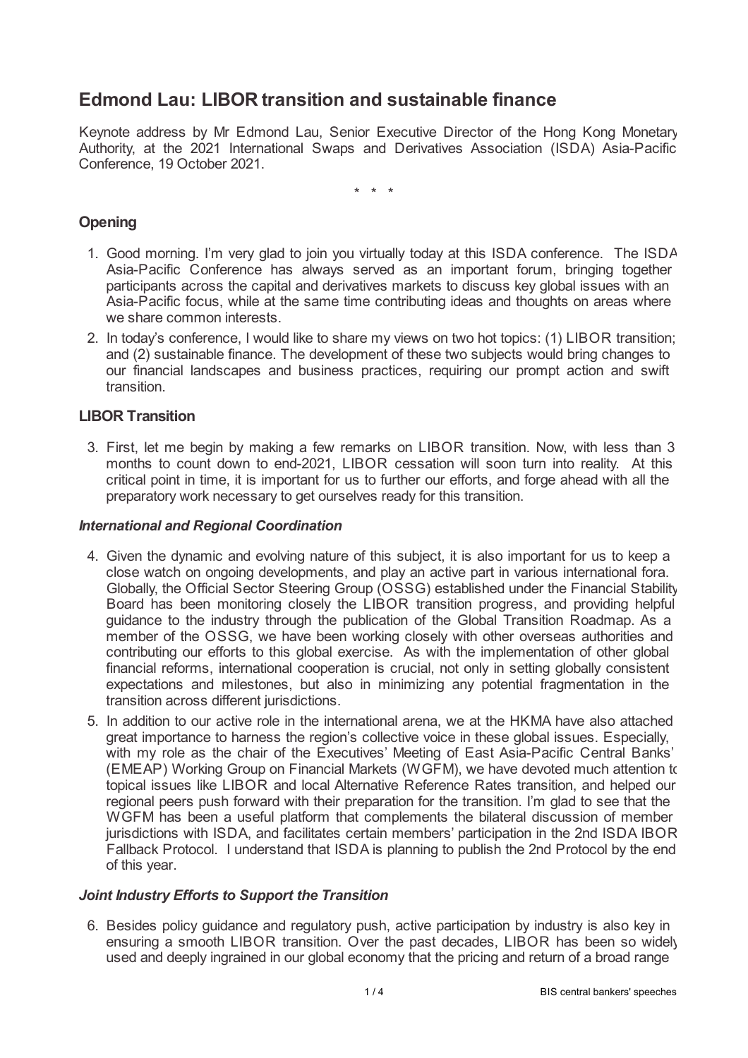# Edmond Lau: LIBOR transition and sustainable finance

Keynote address by Mr Edmond Lau, Senior Executive Director of the Hong Kong Monetary Authority, at the 2021 International Swaps and Derivatives Association (ISDA) Asia-Pacific Conference, 19 October 2021.

\* \* \*

## Opening

1. Good morning. I'm very glad to join you virtually today at this ISDA conference. The ISDA Asia-Pacific Conference has always served as an important forum, bringing together participants across the capital and derivatives markets to discuss key global issues with an Asia-Pacific focus, while at the same time contributing ideas and thoughts on areas where we share common interests.
2. In today's conference, I would like to share my views on two hot topics: (1) LIBOR transition; and (2) sustainable finance. The development of these two subjects would bring changes to our financial landscapes and business practices, requiring our prompt action and swift transition.

## LIBOR Transition

3. First, let me begin by making a few remarks on LIBOR transition. Now, with less than 3 months to count down to end-2021, LIBOR cessation will soon turn into reality. At this critical point in time, it is important for us to further our efforts, and forge ahead with all the preparatory work necessary to get ourselves ready for this transition.

### *International and Regional Coordination*

4. Given the dynamic and evolving nature of this subject, it is also important for us to keep a close watch on ongoing developments, and play an active part in various international fora. Globally, the Official Sector Steering Group (OSSG) established under the Financial Stability Board has been monitoring closely the LIBOR transition progress, and providing helpful guidance to the industry through the publication of the Global Transition Roadmap. As a member of the OSSG, we have been working closely with other overseas authorities and contributing our efforts to this global exercise. As with the implementation of other global financial reforms, international cooperation is crucial, not only in setting globally consistent expectations and milestones, but also in minimizing any potential fragmentation in the transition across different jurisdictions.
5. In addition to our active role in the international arena, we at the HKMA have also attached great importance to harness the region's collective voice in these global issues. Especially, with my role as the chair of the Executives' Meeting of East Asia-Pacific Central Banks' (EMEAP) Working Group on Financial Markets (WGFM), we have devoted much attention to topical issues like LIBOR and local Alternative Reference Rates transition, and helped our regional peers push forward with their preparation for the transition. I'm glad to see that the WGFM has been a useful platform that complements the bilateral discussion of member jurisdictions with ISDA, and facilitates certain members' participation in the 2nd ISDA IBOR Fallback Protocol. I understand that ISDA is planning to publish the 2nd Protocol by the end of this year.

### *Joint Industry Efforts to Support the Transition*

6. Besides policy guidance and regulatory push, active participation by industry is also key in ensuring a smooth LIBOR transition. Over the past decades, LIBOR has been so widely used and deeply ingrained in our global economy that the pricing and return of a broad range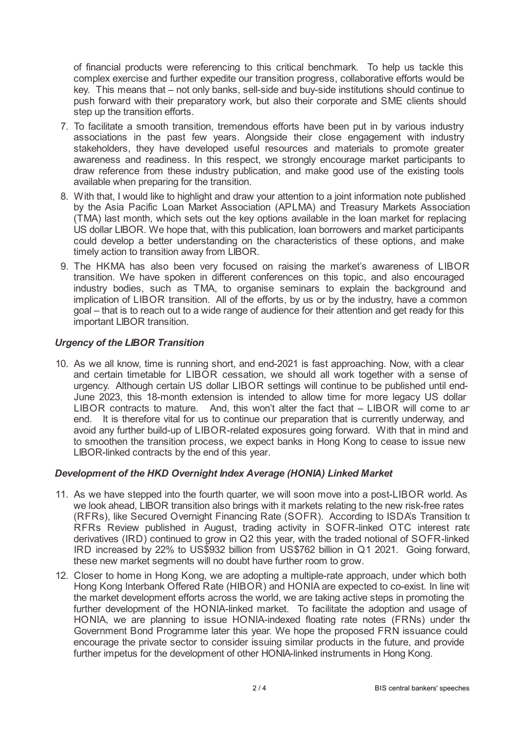of financial products were referencing to this critical benchmark. To help us tackle this complex exercise and further expedite our transition progress, collaborative efforts would be key. This means that – not only banks, sell-side and buy-side institutions should continue to push forward with their preparatory work, but also their corporate and SME clients should step up the transition efforts.

7. To facilitate a smooth transition, tremendous efforts have been put in by various industry associations in the past few years. Alongside their close engagement with industry stakeholders, they have developed useful resources and materials to promote greater awareness and readiness. In this respect, we strongly encourage market participants to draw reference from these industry publication, and make good use of the existing tools available when preparing for the transition.
8. With that, I would like to highlight and draw your attention to a joint information note published by the Asia Pacific Loan Market Association (APLMA) and Treasury Markets Association (TMA) last month, which sets out the key options available in the loan market for replacing US dollar LIBOR. We hope that, with this publication, loan borrowers and market participants could develop a better understanding on the characteristics of these options, and make timely action to transition away from LIBOR.
9. The HKMA has also been very focused on raising the market's awareness of LIBOR transition. We have spoken in different conferences on this topic, and also encouraged industry bodies, such as TMA, to organise seminars to explain the background and implication of LIBOR transition. All of the efforts, by us or by the industry, have a common goal – that is to reach out to a wide range of audience for their attention and get ready for this important LIBOR transition.

### *Urgency of the LIBOR Transition*

10. As we all know, time is running short, and end-2021 is fast approaching. Now, with a clear and certain timetable for LIBOR cessation, we should all work together with a sense of urgency. Although certain US dollar LIBOR settings will continue to be published until end-June 2023, this 18-month extension is intended to allow time for more legacy US dollar LIBOR contracts to mature. And, this won't alter the fact that – LIBOR will come to an end. It is therefore vital for us to continue our preparation that is currently underway, and avoid any further build-up of LIBOR-related exposures going forward. With that in mind and to smoothen the transition process, we expect banks in Hong Kong to cease to issue new LIBOR-linked contracts by the end of this year.

### *Development of the HKD Overnight Index Average (HONIA) Linked Market*

11. As we have stepped into the fourth quarter, we will soon move into a post-LIBOR world. As we look ahead, LIBOR transition also brings with it markets relating to the new risk-free rates (RFRs), like Secured Overnight Financing Rate (SOFR). According to ISDA's Transition to RFRs Review published in August, trading activity in SOFR-linked OTC interest rate derivatives (IRD) continued to grow in Q2 this year, with the traded notional of SOFR-linked IRD increased by 22% to US$932 billion from US$762 billion in Q1 2021. Going forward, these new market segments will no doubt have further room to grow.
12. Closer to home in Hong Kong, we are adopting a multiple-rate approach, under which both Hong Kong Interbank Offered Rate (HIBOR) and HONIA are expected to co-exist. In line with the market development efforts across the world, we are taking active steps in promoting the further development of the HONIA-linked market. To facilitate the adoption and usage of HONIA, we are planning to issue HONIA-indexed floating rate notes (FRNs) under the Government Bond Programme later this year. We hope the proposed FRN issuance could encourage the private sector to consider issuing similar products in the future, and provide further impetus for the development of other HONIA-linked instruments in Hong Kong.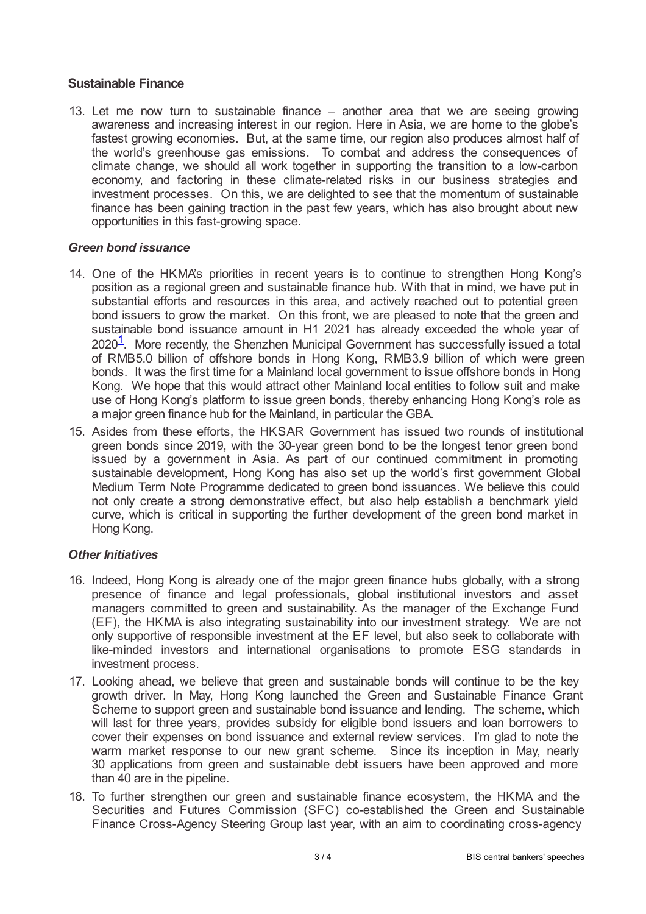## Sustainable Finance

13. Let me now turn to sustainable finance – another area that we are seeing growing awareness and increasing interest in our region. Here in Asia, we are home to the globe's fastest growing economies. But, at the same time, our region also produces almost half of the world's greenhouse gas emissions. To combat and address the consequences of climate change, we should all work together in supporting the transition to a low-carbon economy, and factoring in these climate-related risks in our business strategies and investment processes. On this, we are delighted to see that the momentum of sustainable finance has been gaining traction in the past few years, which has also brought about new opportunities in this fast-growing space.

### *Green bond issuance*

14. One of the HKMA's priorities in recent years is to continue to strengthen Hong Kong's position as a regional green and sustainable finance hub. With that in mind, we have put in substantial efforts and resources in this area, and actively reached out to potential green bond issuers to grow the market. On this front, we are pleased to note that the green and sustainable bond issuance amount in H1 2021 has already exceeded the whole year of 2020[1]. More recently, the Shenzhen Municipal Government has successfully issued a total of RMB5.0 billion of offshore bonds in Hong Kong, RMB3.9 billion of which were green bonds. It was the first time for a Mainland local government to issue offshore bonds in Hong Kong. We hope that this would attract other Mainland local entities to follow suit and make use of Hong Kong's platform to issue green bonds, thereby enhancing Hong Kong's role as a major green finance hub for the Mainland, in particular the GBA.

15. Asides from these efforts, the HKSAR Government has issued two rounds of institutional green bonds since 2019, with the 30-year green bond to be the longest tenor green bond issued by a government in Asia. As part of our continued commitment in promoting sustainable development, Hong Kong has also set up the world's first government Global Medium Term Note Programme dedicated to green bond issuances. We believe this could not only create a strong demonstrative effect, but also help establish a benchmark yield curve, which is critical in supporting the further development of the green bond market in Hong Kong.

### *Other Initiatives*

16. Indeed, Hong Kong is already one of the major green finance hubs globally, with a strong presence of finance and legal professionals, global institutional investors and asset managers committed to green and sustainability. As the manager of the Exchange Fund (EF), the HKMA is also integrating sustainability into our investment strategy. We are not only supportive of responsible investment at the EF level, but also seek to collaborate with like-minded investors and international organisations to promote ESG standards in investment process.

17. Looking ahead, we believe that green and sustainable bonds will continue to be the key growth driver. In May, Hong Kong launched the Green and Sustainable Finance Grant Scheme to support green and sustainable bond issuance and lending. The scheme, which will last for three years, provides subsidy for eligible bond issuers and loan borrowers to cover their expenses on bond issuance and external review services. I'm glad to note the warm market response to our new grant scheme. Since its inception in May, nearly 30 applications from green and sustainable debt issuers have been approved and more than 40 are in the pipeline.

18. To further strengthen our green and sustainable finance ecosystem, the HKMA and the Securities and Futures Commission (SFC) co-established the Green and Sustainable Finance Cross-Agency Steering Group last year, with an aim to coordinating cross-agency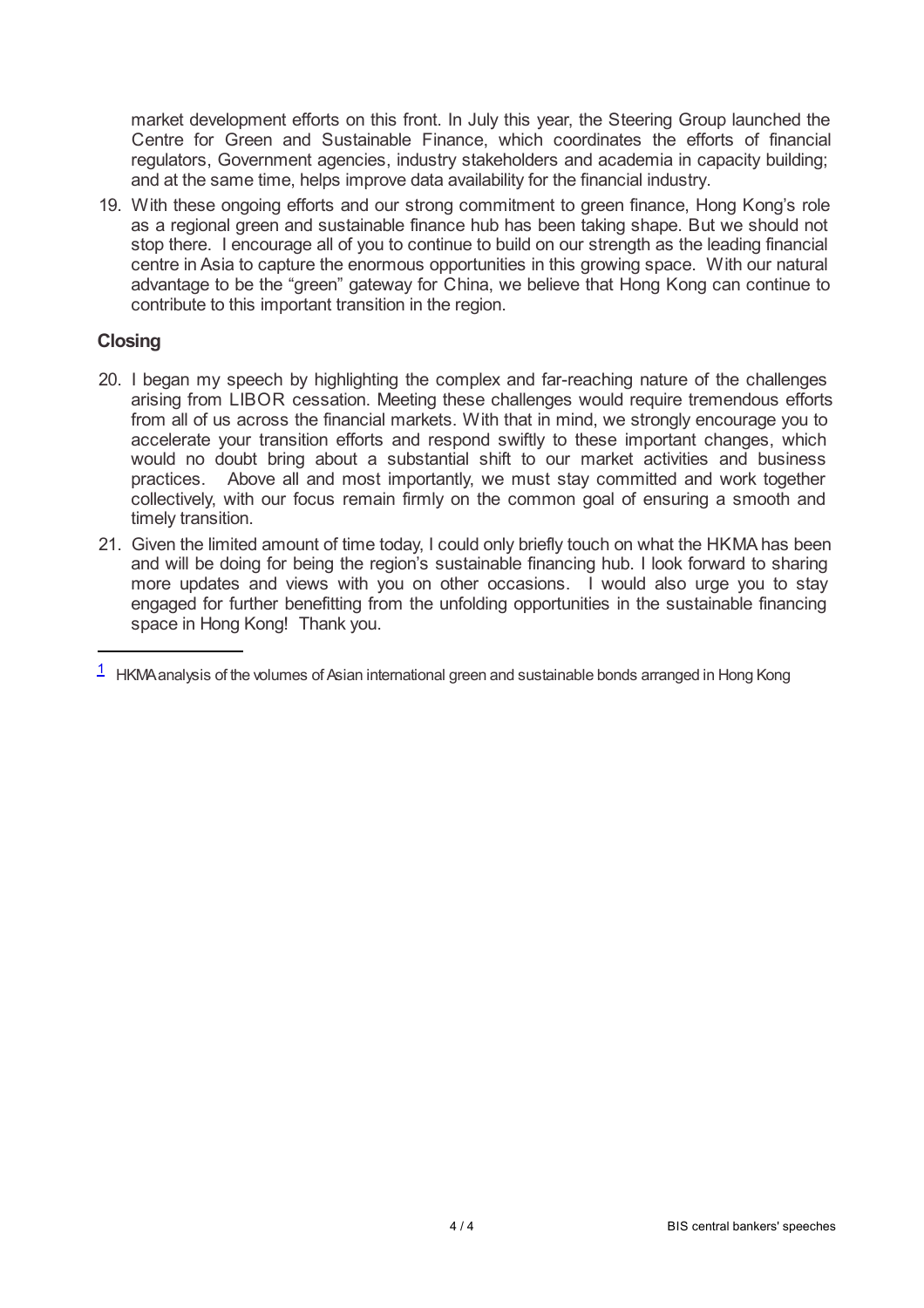market development efforts on this front. In July this year, the Steering Group launched the Centre for Green and Sustainable Finance, which coordinates the efforts of financial regulators, Government agencies, industry stakeholders and academia in capacity building; and at the same time, helps improve data availability for the financial industry.

19. With these ongoing efforts and our strong commitment to green finance, Hong Kong's role as a regional green and sustainable finance hub has been taking shape. But we should not stop there. I encourage all of you to continue to build on our strength as the leading financial centre in Asia to capture the enormous opportunities in this growing space. With our natural advantage to be the "green" gateway for China, we believe that Hong Kong can continue to contribute to this important transition in the region.

## Closing

20. I began my speech by highlighting the complex and far-reaching nature of the challenges arising from LIBOR cessation. Meeting these challenges would require tremendous efforts from all of us across the financial markets. With that in mind, we strongly encourage you to accelerate your transition efforts and respond swiftly to these important changes, which would no doubt bring about a substantial shift to our market activities and business practices. Above all and most importantly, we must stay committed and work together collectively, with our focus remain firmly on the common goal of ensuring a smooth and timely transition.

21. Given the limited amount of time today, I could only briefly touch on what the HKMA has been and will be doing for being the region's sustainable financing hub. I look forward to sharing more updates and views with you on other occasions. I would also urge you to stay engaged for further benefitting from the unfolding opportunities in the sustainable financing space in Hong Kong! Thank you.

---

[1] HKMA analysis of the volumes of Asian international green and sustainable bonds arranged in Hong Kong